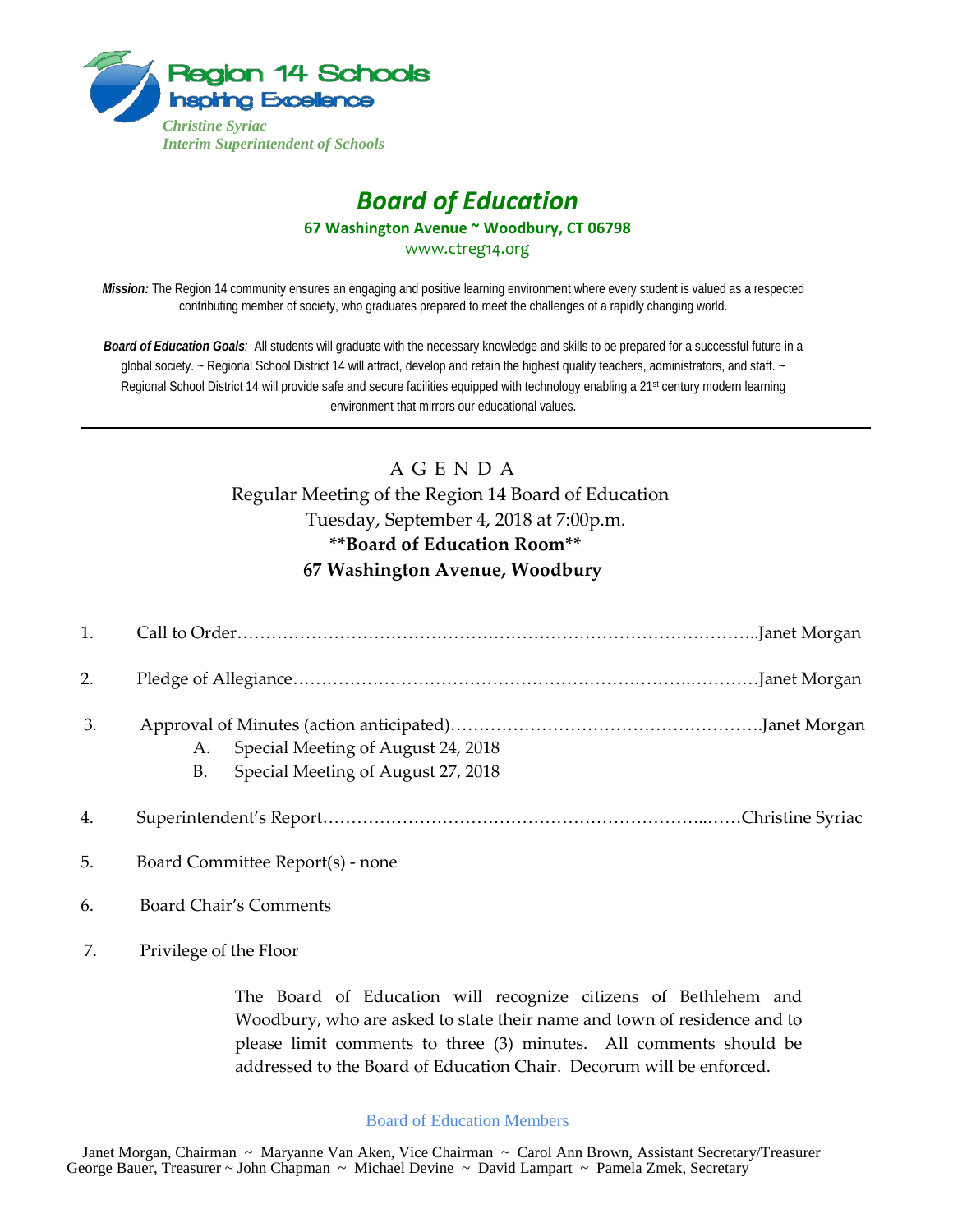Region 14 Schools
Inspiring Excellence

*Christine Syriac*
*Interim Superintendent of Schools*

# *Board of Education*

**67 Washington Avenue ~ Woodbury, CT 06798**

www.ctreg14.org

***Mission:*** The Region 14 community ensures an engaging and positive learning environment where every student is valued as a respected contributing member of society, who graduates prepared to meet the challenges of a rapidly changing world.

***Board of Education Goals**:* All students will graduate with the necessary knowledge and skills to be prepared for a successful future in a global society. ~ Regional School District 14 will attract, develop and retain the highest quality teachers, administrators, and staff. ~ Regional School District 14 will provide safe and secure facilities equipped with technology enabling a 21st century modern learning environment that mirrors our educational values.

---

## A G E N D A

Regular Meeting of the Region 14 Board of Education
Tuesday, September 4, 2018 at 7:00p.m.
**\*\*Board of Education Room\*\***
**67 Washington Avenue, Woodbury**

1. Call to Order……………………………………………………………………………..Janet Morgan
2. Pledge of Allegiance…………………………………………………………..…………Janet Morgan
3. Approval of Minutes (action anticipated)……………………………………………….Janet Morgan
   - A. Special Meeting of August 24, 2018
   - B. Special Meeting of August 27, 2018
4. Superintendent's Report…………………………………………………………..……Christine Syriac
5. Board Committee Report(s) - none
6. Board Chair's Comments
7. Privilege of the Floor

   The Board of Education will recognize citizens of Bethlehem and Woodbury, who are asked to state their name and town of residence and to please limit comments to three (3) minutes. All comments should be addressed to the Board of Education Chair. Decorum will be enforced.

Board of Education Members

Janet Morgan, Chairman ~ Maryanne Van Aken, Vice Chairman ~ Carol Ann Brown, Assistant Secretary/Treasurer
George Bauer, Treasurer ~ John Chapman ~ Michael Devine ~ David Lampart ~ Pamela Zmek, Secretary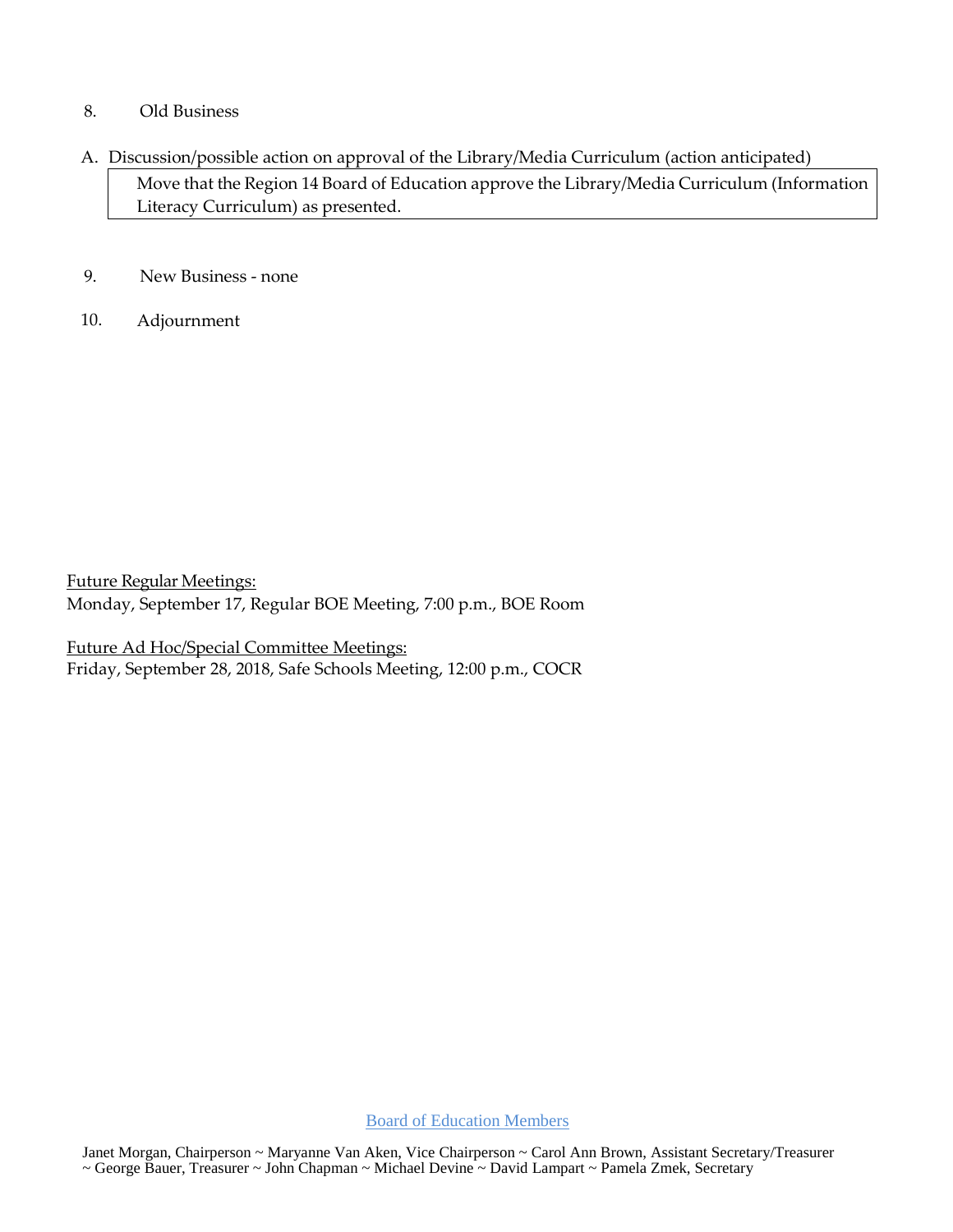8. Old Business

A. Discussion/possible action on approval of the Library/Media Curriculum (action anticipated)

> Move that the Region 14 Board of Education approve the Library/Media Curriculum (Information Literacy Curriculum) as presented.

9. New Business - none

10. Adjournment

Future Regular Meetings:
Monday, September 17, Regular BOE Meeting, 7:00 p.m., BOE Room

Future Ad Hoc/Special Committee Meetings:
Friday, September 28, 2018, Safe Schools Meeting, 12:00 p.m., COCR

Board of Education Members

Janet Morgan, Chairperson ~ Maryanne Van Aken, Vice Chairperson ~ Carol Ann Brown, Assistant Secretary/Treasurer ~ George Bauer, Treasurer ~ John Chapman ~ Michael Devine ~ David Lampart ~ Pamela Zmek, Secretary